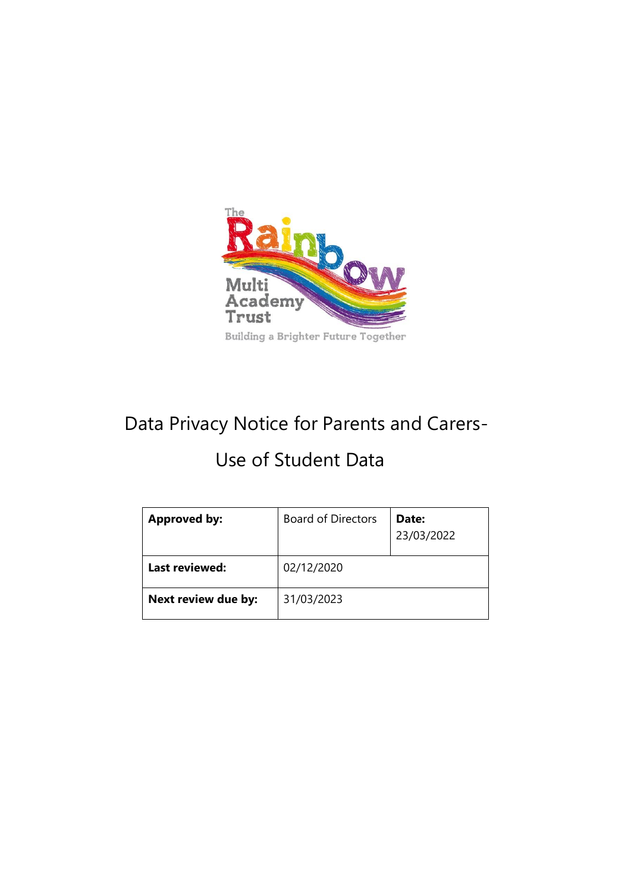The Rainbow Multi Academy Trust

Building a Brighter Future Together

# Data Privacy Notice for Parents and Carers- Use of Student Data

| **Approved by:** | Board of Directors | **Date:** 23/03/2022 |
|---|---|---|
| **Last reviewed:** | 02/12/2020 | |
| **Next review due by:** | 31/03/2023 | |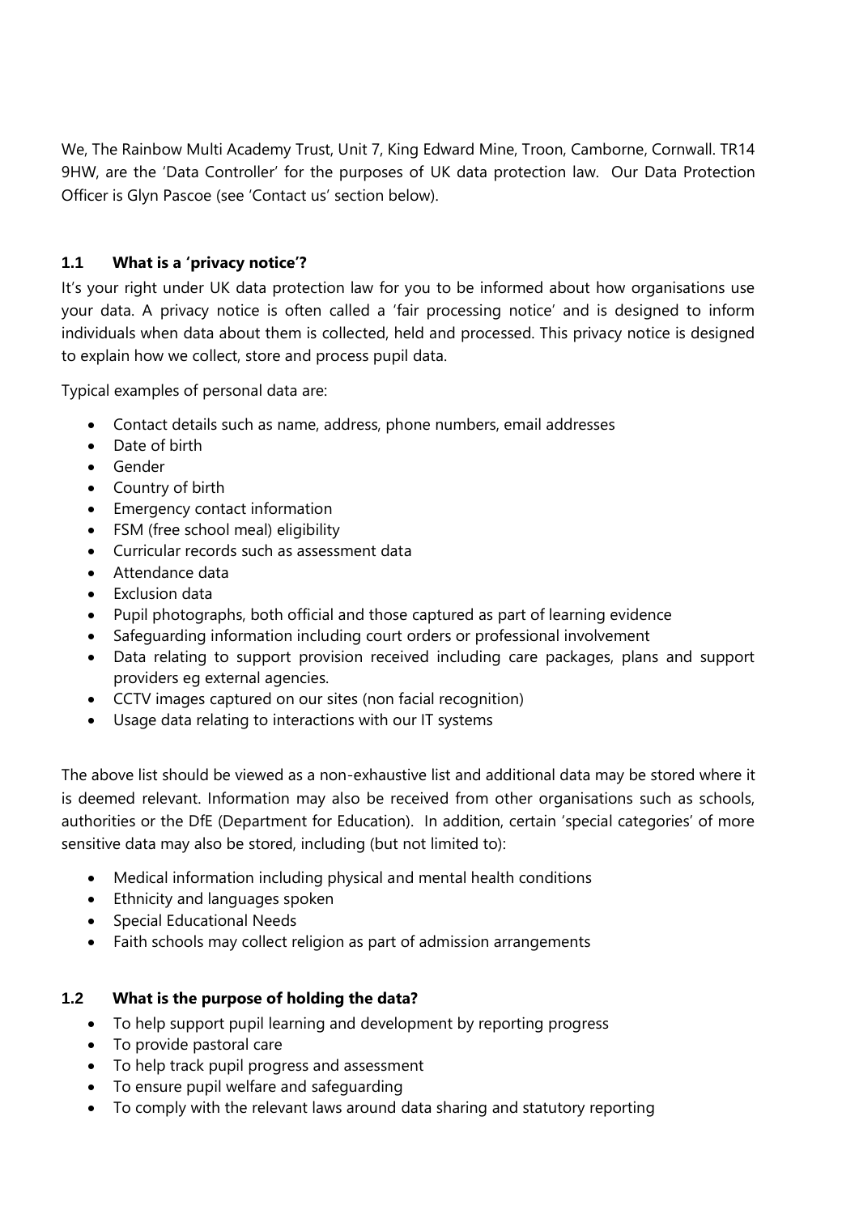We, The Rainbow Multi Academy Trust, Unit 7, King Edward Mine, Troon, Camborne, Cornwall. TR14 9HW, are the 'Data Controller' for the purposes of UK data protection law. Our Data Protection Officer is Glyn Pascoe (see 'Contact us' section below).

### 1.1 What is a 'privacy notice'?

It's your right under UK data protection law for you to be informed about how organisations use your data. A privacy notice is often called a 'fair processing notice' and is designed to inform individuals when data about them is collected, held and processed. This privacy notice is designed to explain how we collect, store and process pupil data.

Typical examples of personal data are:

- Contact details such as name, address, phone numbers, email addresses
- Date of birth
- Gender
- Country of birth
- Emergency contact information
- FSM (free school meal) eligibility
- Curricular records such as assessment data
- Attendance data
- Exclusion data
- Pupil photographs, both official and those captured as part of learning evidence
- Safeguarding information including court orders or professional involvement
- Data relating to support provision received including care packages, plans and support providers eg external agencies.
- CCTV images captured on our sites (non facial recognition)
- Usage data relating to interactions with our IT systems

The above list should be viewed as a non-exhaustive list and additional data may be stored where it is deemed relevant. Information may also be received from other organisations such as schools, authorities or the DfE (Department for Education). In addition, certain 'special categories' of more sensitive data may also be stored, including (but not limited to):

- Medical information including physical and mental health conditions
- Ethnicity and languages spoken
- Special Educational Needs
- Faith schools may collect religion as part of admission arrangements

### 1.2 What is the purpose of holding the data?

- To help support pupil learning and development by reporting progress
- To provide pastoral care
- To help track pupil progress and assessment
- To ensure pupil welfare and safeguarding
- To comply with the relevant laws around data sharing and statutory reporting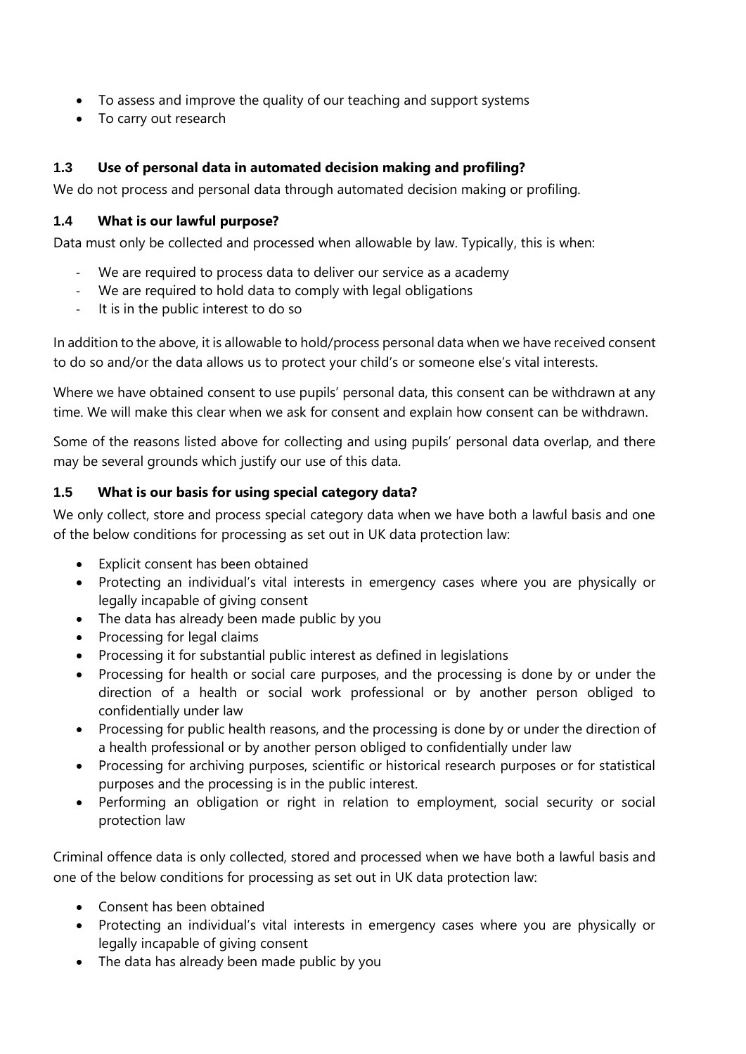- To assess and improve the quality of our teaching and support systems
- To carry out research

### 1.3 Use of personal data in automated decision making and profiling?

We do not process and personal data through automated decision making or profiling.

### 1.4 What is our lawful purpose?

Data must only be collected and processed when allowable by law. Typically, this is when:

- We are required to process data to deliver our service as a academy
- We are required to hold data to comply with legal obligations
- It is in the public interest to do so

In addition to the above, it is allowable to hold/process personal data when we have received consent to do so and/or the data allows us to protect your child's or someone else's vital interests.

Where we have obtained consent to use pupils' personal data, this consent can be withdrawn at any time. We will make this clear when we ask for consent and explain how consent can be withdrawn.

Some of the reasons listed above for collecting and using pupils' personal data overlap, and there may be several grounds which justify our use of this data.

### 1.5 What is our basis for using special category data?

We only collect, store and process special category data when we have both a lawful basis and one of the below conditions for processing as set out in UK data protection law:

- Explicit consent has been obtained
- Protecting an individual's vital interests in emergency cases where you are physically or legally incapable of giving consent
- The data has already been made public by you
- Processing for legal claims
- Processing it for substantial public interest as defined in legislations
- Processing for health or social care purposes, and the processing is done by or under the direction of a health or social work professional or by another person obliged to confidentially under law
- Processing for public health reasons, and the processing is done by or under the direction of a health professional or by another person obliged to confidentially under law
- Processing for archiving purposes, scientific or historical research purposes or for statistical purposes and the processing is in the public interest.
- Performing an obligation or right in relation to employment, social security or social protection law

Criminal offence data is only collected, stored and processed when we have both a lawful basis and one of the below conditions for processing as set out in UK data protection law:

- Consent has been obtained
- Protecting an individual's vital interests in emergency cases where you are physically or legally incapable of giving consent
- The data has already been made public by you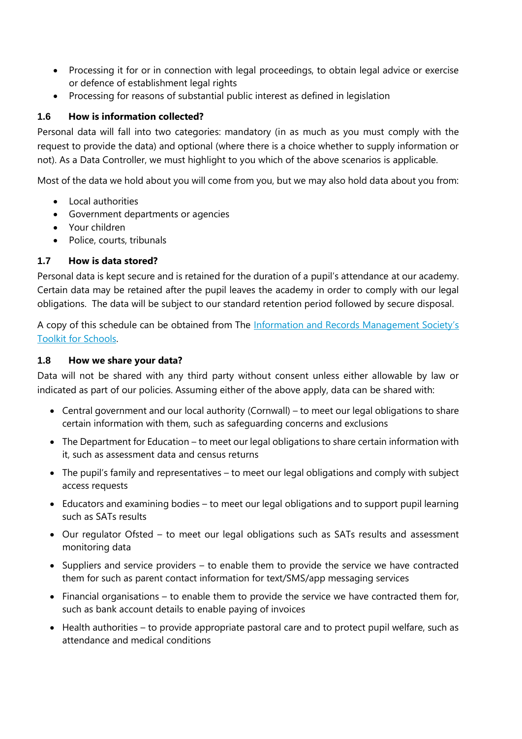- Processing it for or in connection with legal proceedings, to obtain legal advice or exercise or defence of establishment legal rights
- Processing for reasons of substantial public interest as defined in legislation

### 1.6 How is information collected?

Personal data will fall into two categories: mandatory (in as much as you must comply with the request to provide the data) and optional (where there is a choice whether to supply information or not). As a Data Controller, we must highlight to you which of the above scenarios is applicable.

Most of the data we hold about you will come from you, but we may also hold data about you from:

- Local authorities
- Government departments or agencies
- Your children
- Police, courts, tribunals

### 1.7 How is data stored?

Personal data is kept secure and is retained for the duration of a pupil's attendance at our academy. Certain data may be retained after the pupil leaves the academy in order to comply with our legal obligations. The data will be subject to our standard retention period followed by secure disposal.

A copy of this schedule can be obtained from The [Information and Records Management Society's Toolkit for Schools](#).

### 1.8 How we share your data?

Data will not be shared with any third party without consent unless either allowable by law or indicated as part of our policies. Assuming either of the above apply, data can be shared with:

- Central government and our local authority (Cornwall) – to meet our legal obligations to share certain information with them, such as safeguarding concerns and exclusions
- The Department for Education – to meet our legal obligations to share certain information with it, such as assessment data and census returns
- The pupil's family and representatives – to meet our legal obligations and comply with subject access requests
- Educators and examining bodies – to meet our legal obligations and to support pupil learning such as SATs results
- Our regulator Ofsted – to meet our legal obligations such as SATs results and assessment monitoring data
- Suppliers and service providers – to enable them to provide the service we have contracted them for such as parent contact information for text/SMS/app messaging services
- Financial organisations – to enable them to provide the service we have contracted them for, such as bank account details to enable paying of invoices
- Health authorities – to provide appropriate pastoral care and to protect pupil welfare, such as attendance and medical conditions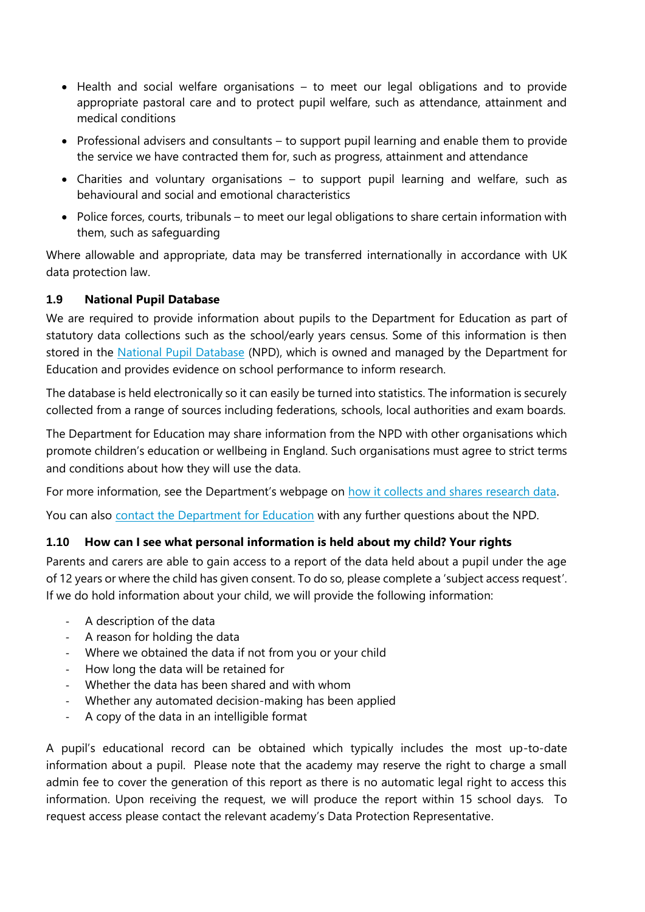- Health and social welfare organisations – to meet our legal obligations and to provide appropriate pastoral care and to protect pupil welfare, such as attendance, attainment and medical conditions
- Professional advisers and consultants – to support pupil learning and enable them to provide the service we have contracted them for, such as progress, attainment and attendance
- Charities and voluntary organisations – to support pupil learning and welfare, such as behavioural and social and emotional characteristics
- Police forces, courts, tribunals – to meet our legal obligations to share certain information with them, such as safeguarding

Where allowable and appropriate, data may be transferred internationally in accordance with UK data protection law.

### 1.9 National Pupil Database

We are required to provide information about pupils to the Department for Education as part of statutory data collections such as the school/early years census. Some of this information is then stored in the National Pupil Database (NPD), which is owned and managed by the Department for Education and provides evidence on school performance to inform research.

The database is held electronically so it can easily be turned into statistics. The information is securely collected from a range of sources including federations, schools, local authorities and exam boards.

The Department for Education may share information from the NPD with other organisations which promote children's education or wellbeing in England. Such organisations must agree to strict terms and conditions about how they will use the data.

For more information, see the Department's webpage on how it collects and shares research data.

You can also contact the Department for Education with any further questions about the NPD.

### 1.10 How can I see what personal information is held about my child? Your rights

Parents and carers are able to gain access to a report of the data held about a pupil under the age of 12 years or where the child has given consent. To do so, please complete a 'subject access request'. If we do hold information about your child, we will provide the following information:

- A description of the data
- A reason for holding the data
- Where we obtained the data if not from you or your child
- How long the data will be retained for
- Whether the data has been shared and with whom
- Whether any automated decision-making has been applied
- A copy of the data in an intelligible format

A pupil's educational record can be obtained which typically includes the most up-to-date information about a pupil. Please note that the academy may reserve the right to charge a small admin fee to cover the generation of this report as there is no automatic legal right to access this information. Upon receiving the request, we will produce the report within 15 school days. To request access please contact the relevant academy's Data Protection Representative.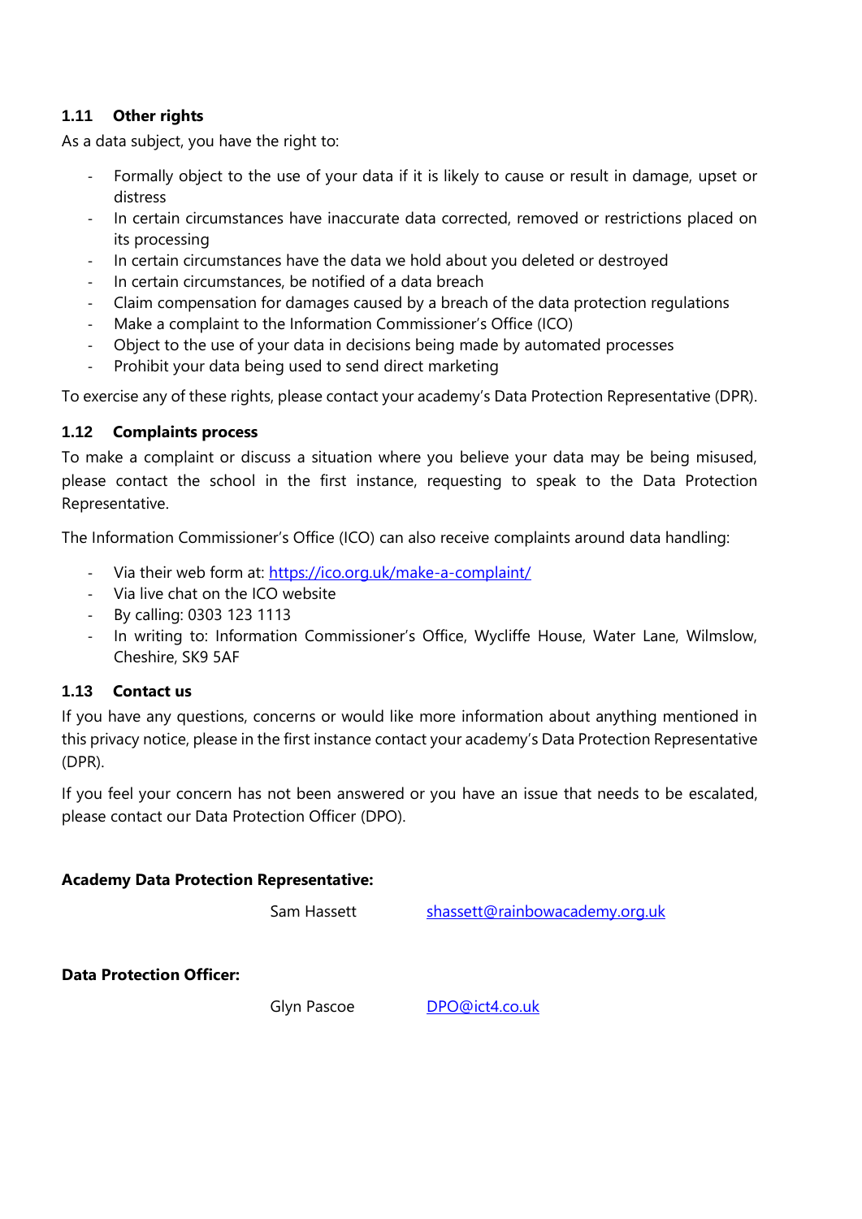### 1.11 Other rights

As a data subject, you have the right to:

- Formally object to the use of your data if it is likely to cause or result in damage, upset or distress
- In certain circumstances have inaccurate data corrected, removed or restrictions placed on its processing
- In certain circumstances have the data we hold about you deleted or destroyed
- In certain circumstances, be notified of a data breach
- Claim compensation for damages caused by a breach of the data protection regulations
- Make a complaint to the Information Commissioner's Office (ICO)
- Object to the use of your data in decisions being made by automated processes
- Prohibit your data being used to send direct marketing

To exercise any of these rights, please contact your academy's Data Protection Representative (DPR).

### 1.12 Complaints process

To make a complaint or discuss a situation where you believe your data may be being misused, please contact the school in the first instance, requesting to speak to the Data Protection Representative.

The Information Commissioner's Office (ICO) can also receive complaints around data handling:

- Via their web form at: [https://ico.org.uk/make-a-complaint/](https://ico.org.uk/make-a-complaint/)
- Via live chat on the ICO website
- By calling: 0303 123 1113
- In writing to: Information Commissioner's Office, Wycliffe House, Water Lane, Wilmslow, Cheshire, SK9 5AF

### 1.13 Contact us

If you have any questions, concerns or would like more information about anything mentioned in this privacy notice, please in the first instance contact your academy's Data Protection Representative (DPR).

If you feel your concern has not been answered or you have an issue that needs to be escalated, please contact our Data Protection Officer (DPO).

**Academy Data Protection Representative:**

Sam Hassett [shassett@rainbowacademy.org.uk](mailto:shassett@rainbowacademy.org.uk)

**Data Protection Officer:**

Glyn Pascoe [DPO@ict4.co.uk](mailto:DPO@ict4.co.uk)